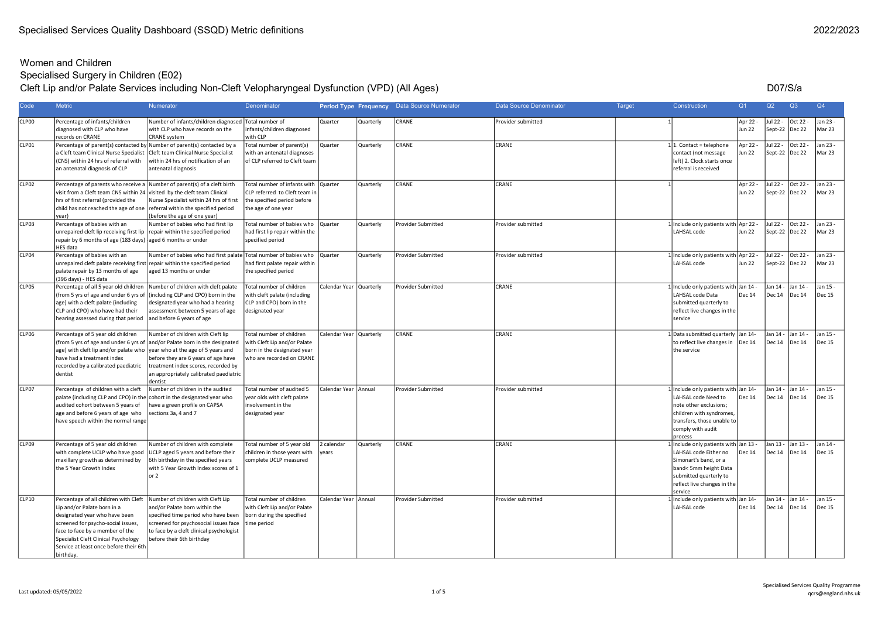# Specialised Services Quality Dashboard (SSQD) Metric definitions

2022/2023

## Women and Children

### Specialised Surgery in Children (E02)

### Cleft Lip and/or Palate Services including Non-Cleft Velopharyngeal Dysfunction (VPD) (All Ages)

D07/S/a

| Code | Metric | Numerator | Denominator | Period Type | Frequency | Data Source Numerator | Data Source Denominator | Target | | Construction | Q1 | Q2 | Q3 | Q4 |
|---|---|---|---|---|---|---|---|---|---|---|---|---|---|---|
| CLP00 | Percentage of infants/children diagnosed with CLP who have records on CRANE | Number of infants/children diagnosed with CLP who have records on the CRANE system | Total number of infants/children diagnosed with CLP | Quarter | Quarterly | CRANE | Provider submitted | | 1 | | Apr 22 - Jun 22 | Jul 22 - Sept-22 | Oct 22 - Dec 22 | Jan 23 - Mar 23 |
| CLP01 | Percentage of parent(s) contacted by a Cleft team Clinical Nurse Specialist (CNS) within 24 hrs of referral with an antenatal diagnosis of CLP | Number of parent(s) contacted by a Cleft team Clinical Nurse Specialist within 24 hrs of notification of an antenatal diagnosis | Total number of parent(s) with an antenatal diagnoses of CLP referred to Cleft team | Quarter | Quarterly | CRANE | CRANE | | 1 | 1. Contact = telephone contact (not message left) 2. Clock starts once referral is received | Apr 22 - Jun 22 | Jul 22 - Sept-22 | Oct 22 - Dec 22 | Jan 23 - Mar 23 |
| CLP02 | Percentage of parents who receive a visit from a Cleft team CNS within 24 hrs of first referral (provided the child has not reached the age of one year) | Number of parent(s) of a cleft birth visited by the cleft team Clinical Nurse Specialist within 24 hrs of first referral within the specified period (before the age of one year) | Total number of infants with CLP referred to Cleft team in the specified period before the age of one year | Quarter | Quarterly | CRANE | CRANE | | 1 | | Apr 22 - Jun 22 | Jul 22 - Sept-22 | Oct 22 - Dec 22 | Jan 23 - Mar 23 |
| CLP03 | Percentage of babies with an unrepaired cleft lip receiving first lip repair by 6 months of age (183 days) HES data | Number of babies who had first lip repair within the specified period aged 6 months or under | Total number of babies who had first lip repair within the specified period | Quarter | Quarterly | Provider Submitted | Provider submitted | | 1 | Include only patients with LAHSAL code | Apr 22 - Jun 22 | Jul 22 - Sept-22 | Oct 22 - Dec 22 | Jan 23 - Mar 23 |
| CLP04 | Percentage of babies with an unrepaired cleft palate receiving first palate repair by 13 months of age (396 days) - HES data | Number of babies who had first palate repair within the specified period aged 13 months or under | Total number of babies who had first palate repair within the specified period | Quarter | Quarterly | Provider Submitted | Provider submitted | | 1 | Include only patients with LAHSAL code | Apr 22 - Jun 22 | Jul 22 - Sept-22 | Oct 22 - Dec 22 | Jan 23 - Mar 23 |
| CLP05 | Percentage of all 5 year old children (from 5 yrs of age and under 6 yrs of age) with a cleft palate (including CLP and CPO) who have had their hearing assessed during that period | Number of children with cleft palate (including CLP and CPO) born in the designated year who had a hearing assessment between 5 years of age and before 6 years of age | Total number of children with cleft palate (including CLP and CPO) born in the designated year | Calendar Year | Quarterly | Provider Submitted | CRANE | | 1 | Include only patients with LAHSAL code Data submitted quarterly to reflect live changes in the service | Jan 14 - Dec 14 | Jan 14 - Dec 14 | Jan 14 - Dec 14 | Jan 15 - Dec 15 |
| CLP06 | Percentage of 5 year old children (from 5 yrs of age and under 6 yrs of age) with cleft lip and/or palate who have had a treatment index recorded by a calibrated paediatric dentist | Number of children with Cleft lip and/or Palate born in the designated year who at the age of 5 years and before they are 6 years of age have treatment index scores, recorded by an appropriately calibrated paediatric dentist | Total number of children with Cleft Lip and/or Palate born in the designated year who are recorded on CRANE | Calendar Year | Quarterly | CRANE | CRANE | | 1 | Data submitted quarterly to reflect live changes in the service | Jan 14- Dec 14 | Jan 14 - Dec 14 | Jan 14 - Dec 14 | Jan 15 - Dec 15 |
| CLP07 | Percentage of children with a cleft palate (including CLP and CPO) in the audited cohort between 5 years of age and before 6 years of age who have speech within the normal range | Number of children in the audited cohort in the designated year who have a green profile on CAPSA sections 3a, 4 and 7 | Total number of audited 5 year old kids with cleft palate involvement in the designated year | Calendar Year | Annual | Provider Submitted | Provider submitted | | 1 | Include only patients with LAHSAL code Need to note other exclusions; children with syndromes, transfers, those unable to comply with audit process | Jan 14- Dec 14 | Jan 14 - Dec 14 | Jan 14 - Dec 14 | Jan 15 - Dec 15 |
| CLP09 | Percentage of 5 year old children with complete UCLP who have good maxillary growth as determined by the 5 Year Growth Index | Number of children with complete UCLP aged 5 years and before their 6th birthday in the specified years with 5 Year Growth Index scores of 1 or 2 | Total number of 5 year old children in those years with complete UCLP measured | 2 calendar years | Quarterly | CRANE | CRANE | | 1 | Include only patients with LAHSAL code Either no Simonart's band, or a band< 5mm height Data submitted quarterly to reflect live changes in the service | Jan 13 - Dec 14 | Jan 13 - Dec 14 | Jan 13 - Dec 14 | Jan 14 - Dec 15 |
| CLP10 | Percentage of all children with Cleft Lip and/or Palate born in a designated year who have been screened for psycho-social issues, face to face by a member of the Specialist Cleft Clinical Psychology Service at least once before their 6th birthday. | Number of children with Cleft Lip and/or Palate born within the specified time period who have been screened for psychosocial issues face to face by a cleft clinical psychologist before their 6th birthday | Total number of children with Cleft Lip and/or Palate born during the specified time period | Calendar Year | Annual | Provider Submitted | Provider submitted | | 1 | Include only patients with LAHSAL code | Jan 14- Dec 14 | Jan 14 - Dec 14 | Jan 14 - Dec 14 | Jan 15 - Dec 15 |

Last updated: 05/05/2022

Specialised Services Quality Programme
qcrs@england.nhs.uk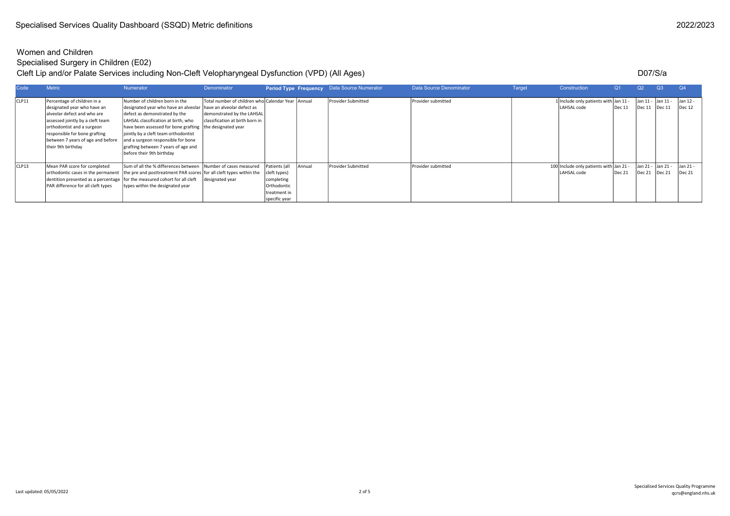# Specialised Services Quality Dashboard (SSQD) Metric definitions

2022/2023

## Women and Children

### Specialised Surgery in Children (E02)

### Cleft Lip and/or Palate Services including Non-Cleft Velopharyngeal Dysfunction (VPD) (All Ages)

D07/S/a

| Code | Metric | Numerator | Denominator | Period Type | Frequency | Data Source Numerator | Data Source Denominator | Target | Construction | Q1 | Q2 | Q3 | Q4 |
|---|---|---|---|---|---|---|---|---|---|---|---|---|---|
| CLP11 | Percentage of children in a designated year who have an alveolar defect and who are assessed jointly by a cleft team orthodontist and a surgeon responsible for bone grafting between 7 years of age and before their 9th birthday | Number of children born in the designated year who have an alveolar defect as demonstrated by the LAHSAL classification at birth, who have been assessed for bone grafting jointly by a cleft team orthodontist and a surgeon responsible for bone grafting between 7 years of age and before their 9th birthday | Total number of children who have an alveolar defect as demonstrated by the LAHSAL classification at birth born in the designated year | Calendar Year | Annual | Provider Submitted | Provider submitted | | 1 Include only patients with LAHSAL code | Jan 11 - Dec 11 | Jan 11 - Dec 11 | Jan 11 - Dec 11 | Jan 12 - Dec 12 |
| CLP13 | Mean PAR score for completed orthodontic cases in the permanent dentition presented as a percentage PAR difference for all cleft types | Sum of all the % differences between the pre and posttreatment PAR scores for the measured cohort for all cleft types within the designated year | Number of cases measured for all cleft types within the designated year | Patients (all cleft types) completing Orthodontic treatment in specific year | Annual | Provider Submitted | Provider submitted | | 100 Include only patients with LAHSAL code | Jan 21 - Dec 21 | Jan 21 - Dec 21 | Jan 21 - Dec 21 | Jan 21 - Dec 21 |

Last updated: 05/05/2022

Specialised Services Quality Programme
qcrs@england.nhs.uk